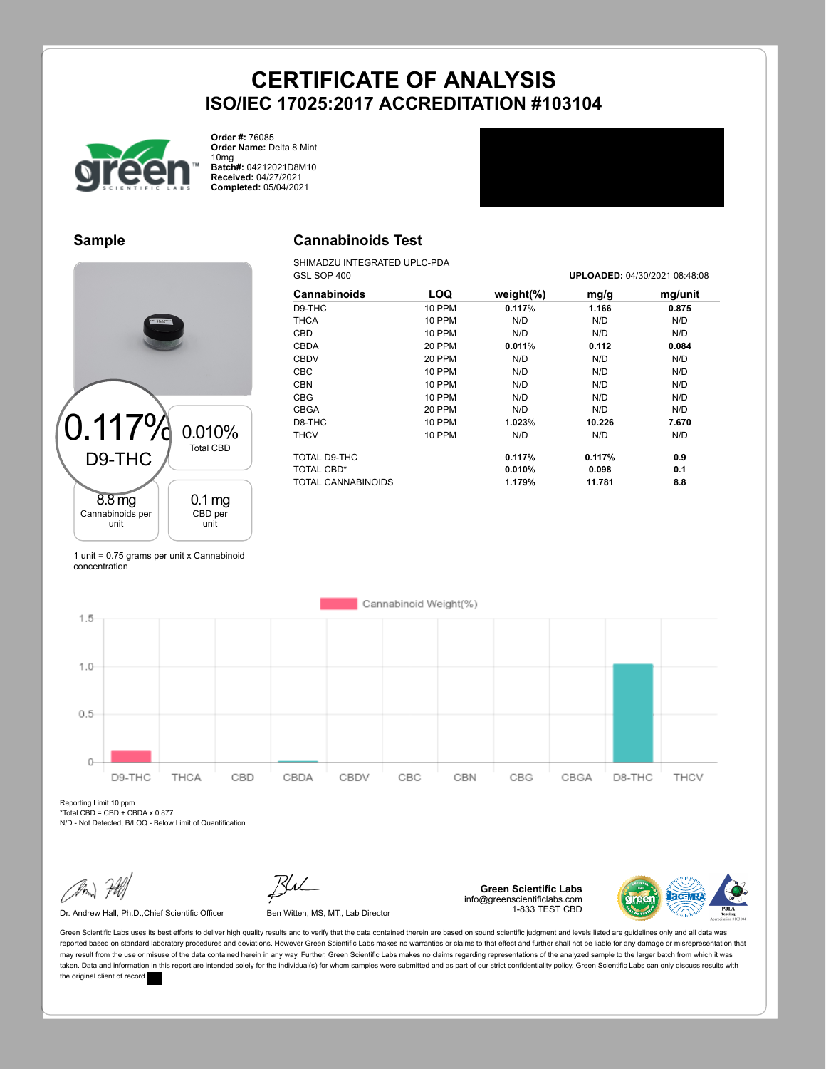# CERTIFICATE OF ANALYSIS

## ISO/IEC 17025:2017 ACCREDITATION #103104

**Order #:** 76085
**Order Name:** Delta 8 Mint 10mg
**Batch#:** 04212021D8M10
**Received:** 04/27/2021
**Completed:** 05/04/2021

## Sample

0.117% D9-THC

0.010% Total CBD

8.8 mg Cannabinoids per unit

0.1 mg CBD per unit

1 unit = 0.75 grams per unit x Cannabinoid concentration

## Cannabinoids Test

SHIMADZU INTEGRATED UPLC-PDA
GSL SOP 400

**UPLOADED:** 04/30/2021 08:48:08

| Cannabinoids | LOQ | weight(%) | mg/g | mg/unit |
|---|---|---|---|---|
| D9-THC | 10 PPM | **0.117**% | **1.166** | **0.875** |
| THCA | 10 PPM | N/D | N/D | N/D |
| CBD | 10 PPM | N/D | N/D | N/D |
| CBDA | 20 PPM | **0.011**% | **0.112** | **0.084** |
| CBDV | 20 PPM | N/D | N/D | N/D |
| CBC | 10 PPM | N/D | N/D | N/D |
| CBN | 10 PPM | N/D | N/D | N/D |
| CBG | 10 PPM | N/D | N/D | N/D |
| CBGA | 20 PPM | N/D | N/D | N/D |
| D8-THC | 10 PPM | **1.023**% | **10.226** | **7.670** |
| THCV | 10 PPM | N/D | N/D | N/D |
| TOTAL D9-THC | | **0.117%** | **0.117%** | **0.9** |
| TOTAL CBD* | | **0.010%** | **0.098** | **0.1** |
| TOTAL CANNABINOIDS | | **1.179%** | **11.781** | **8.8** |

Cannabinoid Weight(%)

| | D9-THC | THCA | CBD | CBDA | CBDV | CBC | CBN | CBG | CBGA | D8-THC | THCV |
|---|---|---|---|---|---|---|---|---|---|---|---|
| Weight(%) | 0.117 | | | 0.011 | | | | | | 1.023 | |

Reporting Limit 10 ppm
*Total CBD = CBD + CBDA x 0.877
N/D - Not Detected, B/LOQ - Below Limit of Quantification

Dr. Andrew Hall, Ph.D.,Chief Scientific Officer

Ben Witten, MS, MT., Lab Director

**Green Scientific Labs**
info@greenscientificlabs.com
1-833 TEST CBD

Green Scientific Labs uses its best efforts to deliver high quality results and to verify that the data contained therein are based on sound scientific judgment and levels listed are guidelines only and all data was reported based on standard laboratory procedures and deviations. However Green Scientific Labs makes no warranties or claims to that effect and further shall not be liable for any damage or misrepresentation that may result from the use or misuse of the data contained herein in any way. Further, Green Scientific Labs makes no claims regarding representations of the analyzed sample to the larger batch from which it was taken. Data and information in this report are intended solely for the individual(s) for whom samples were submitted and as part of our strict confidentiality policy, Green Scientific Labs can only discuss results with the original client of record.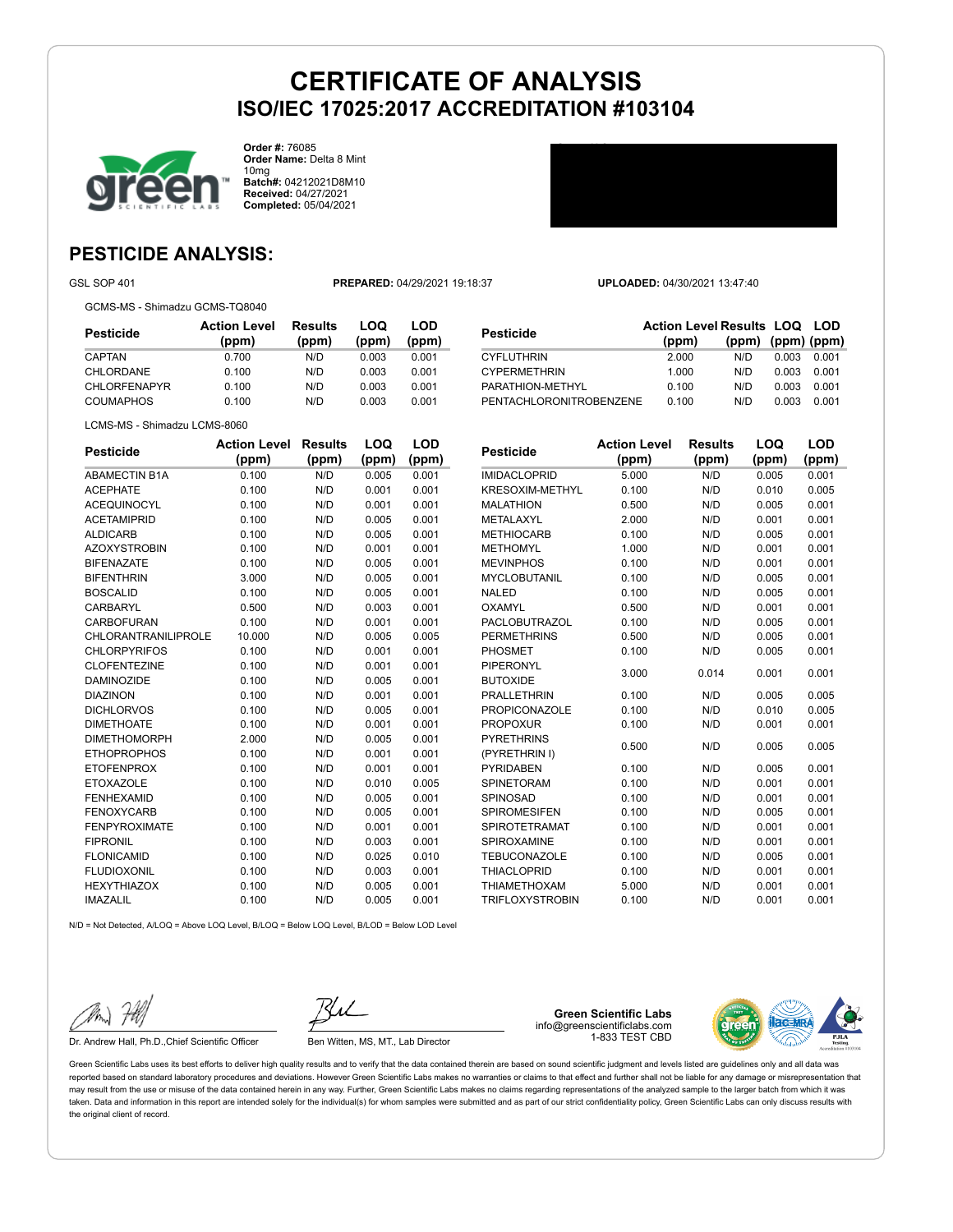# CERTIFICATE OF ANALYSIS
## ISO/IEC 17025:2017 ACCREDITATION #103104

**Order #:** 76085
**Order Name:** Delta 8 Mint 10mg
**Batch#:** 04212021D8M10
**Received:** 04/27/2021
**Completed:** 05/04/2021

## PESTICIDE ANALYSIS:

GSL SOP 401 **PREPARED:** 04/29/2021 19:18:37 **UPLOADED:** 04/30/2021 13:47:40

GCMS-MS - Shimadzu GCMS-TQ8040

| Pesticide | Action Level (ppm) | Results (ppm) | LOQ (ppm) | LOD (ppm) |
|---|---|---|---|---|
| CAPTAN | 0.700 | N/D | 0.003 | 0.001 |
| CHLORDANE | 0.100 | N/D | 0.003 | 0.001 |
| CHLORFENAPYR | 0.100 | N/D | 0.003 | 0.001 |
| COUMAPHOS | 0.100 | N/D | 0.003 | 0.001 |
| CYFLUTHRIN | 2.000 | N/D | 0.003 | 0.001 |
| CYPERMETHRIN | 1.000 | N/D | 0.003 | 0.001 |
| PARATHION-METHYL | 0.100 | N/D | 0.003 | 0.001 |
| PENTACHLORONITROBENZENE | 0.100 | N/D | 0.003 | 0.001 |

LCMS-MS - Shimadzu LCMS-8060

| Pesticide | Action Level (ppm) | Results (ppm) | LOQ (ppm) | LOD (ppm) |
|---|---|---|---|---|
| ABAMECTIN B1A | 0.100 | N/D | 0.005 | 0.001 |
| ACEPHATE | 0.100 | N/D | 0.001 | 0.001 |
| ACEQUINOCYL | 0.100 | N/D | 0.001 | 0.001 |
| ACETAMIPRID | 0.100 | N/D | 0.005 | 0.001 |
| ALDICARB | 0.100 | N/D | 0.005 | 0.001 |
| AZOXYSTROBIN | 0.100 | N/D | 0.001 | 0.001 |
| BIFENAZATE | 0.100 | N/D | 0.005 | 0.001 |
| BIFENTHRIN | 3.000 | N/D | 0.005 | 0.001 |
| BOSCALID | 0.100 | N/D | 0.005 | 0.001 |
| CARBARYL | 0.500 | N/D | 0.003 | 0.001 |
| CARBOFURAN | 0.100 | N/D | 0.001 | 0.001 |
| CHLORANTRANILIPROLE | 10.000 | N/D | 0.005 | 0.005 |
| CHLORPYRIFOS | 0.100 | N/D | 0.001 | 0.001 |
| CLOFENTEZINE | 0.100 | N/D | 0.001 | 0.001 |
| DAMINOZIDE | 0.100 | N/D | 0.005 | 0.001 |
| DIAZINON | 0.100 | N/D | 0.001 | 0.001 |
| DICHLORVOS | 0.100 | N/D | 0.005 | 0.001 |
| DIMETHOATE | 0.100 | N/D | 0.001 | 0.001 |
| DIMETHOMORPH | 2.000 | N/D | 0.005 | 0.001 |
| ETHOPROPHOS | 0.100 | N/D | 0.001 | 0.001 |
| ETOFENPROX | 0.100 | N/D | 0.001 | 0.001 |
| ETOXAZOLE | 0.100 | N/D | 0.010 | 0.005 |
| FENHEXAMID | 0.100 | N/D | 0.005 | 0.001 |
| FENOXYCARB | 0.100 | N/D | 0.005 | 0.001 |
| FENPYROXIMATE | 0.100 | N/D | 0.001 | 0.001 |
| FIPRONIL | 0.100 | N/D | 0.003 | 0.001 |
| FLONICAMID | 0.100 | N/D | 0.025 | 0.010 |
| FLUDIOXONIL | 0.100 | N/D | 0.003 | 0.001 |
| HEXYTHIAZOX | 0.100 | N/D | 0.005 | 0.001 |
| IMAZALIL | 0.100 | N/D | 0.005 | 0.001 |
| IMIDACLOPRID | 5.000 | N/D | 0.005 | 0.001 |
| KRESOXIM-METHYL | 0.100 | N/D | 0.010 | 0.005 |
| MALATHION | 0.500 | N/D | 0.005 | 0.001 |
| METALAXYL | 2.000 | N/D | 0.001 | 0.001 |
| METHIOCARB | 0.100 | N/D | 0.005 | 0.001 |
| METHOMYL | 1.000 | N/D | 0.001 | 0.001 |
| MEVINPHOS | 0.100 | N/D | 0.001 | 0.001 |
| MYCLOBUTANIL | 0.100 | N/D | 0.005 | 0.001 |
| NALED | 0.100 | N/D | 0.005 | 0.001 |
| OXAMYL | 0.500 | N/D | 0.001 | 0.001 |
| PACLOBUTRAZOL | 0.100 | N/D | 0.005 | 0.001 |
| PERMETHRINS | 0.500 | N/D | 0.005 | 0.001 |
| PHOSMET | 0.100 | N/D | 0.005 | 0.001 |
| PIPERONYL BUTOXIDE | 3.000 | 0.014 | 0.001 | 0.001 |
| PRALLETHRIN | 0.100 | N/D | 0.005 | 0.005 |
| PROPICONAZOLE | 0.100 | N/D | 0.010 | 0.005 |
| PROPOXUR | 0.100 | N/D | 0.001 | 0.001 |
| PYRETHRINS (PYRETHRIN I) | 0.500 | N/D | 0.005 | 0.005 |
| PYRIDABEN | 0.100 | N/D | 0.005 | 0.001 |
| SPINETORAM | 0.100 | N/D | 0.001 | 0.001 |
| SPINOSAD | 0.100 | N/D | 0.001 | 0.001 |
| SPIROMESIFEN | 0.100 | N/D | 0.005 | 0.001 |
| SPIROTETRAMAT | 0.100 | N/D | 0.001 | 0.001 |
| SPIROXAMINE | 0.100 | N/D | 0.001 | 0.001 |
| TEBUCONAZOLE | 0.100 | N/D | 0.005 | 0.001 |
| THIACLOPRID | 0.100 | N/D | 0.001 | 0.001 |
| THIAMETHOXAM | 5.000 | N/D | 0.001 | 0.001 |
| TRIFLOXYSTROBIN | 0.100 | N/D | 0.001 | 0.001 |

N/D = Not Detected, A/LOQ = Above LOQ Level, B/LOQ = Below LOQ Level, B/LOD = Below LOD Level

Dr. Andrew Hall, Ph.D.,Chief Scientific Officer

Ben Witten, MS, MT., Lab Director

**Green Scientific Labs**
info@greenscientificlabs.com
1-833 TEST CBD

Green Scientific Labs uses its best efforts to deliver high quality results and to verify that the data contained therein are based on sound scientific judgment and levels listed are guidelines only and all data was reported based on standard laboratory procedures and deviations. However Green Scientific Labs makes no warranties or claims to that effect and further shall not be liable for any damage or misrepresentation that may result from the use or misuse of the data contained herein in any way. Further, Green Scientific Labs makes no claims regarding representations of the analyzed sample to the larger batch from which it was taken. Data and information in this report are intended solely for the individual(s) for whom samples were submitted and as part of our strict confidentiality policy, Green Scientific Labs can only discuss results with the original client of record.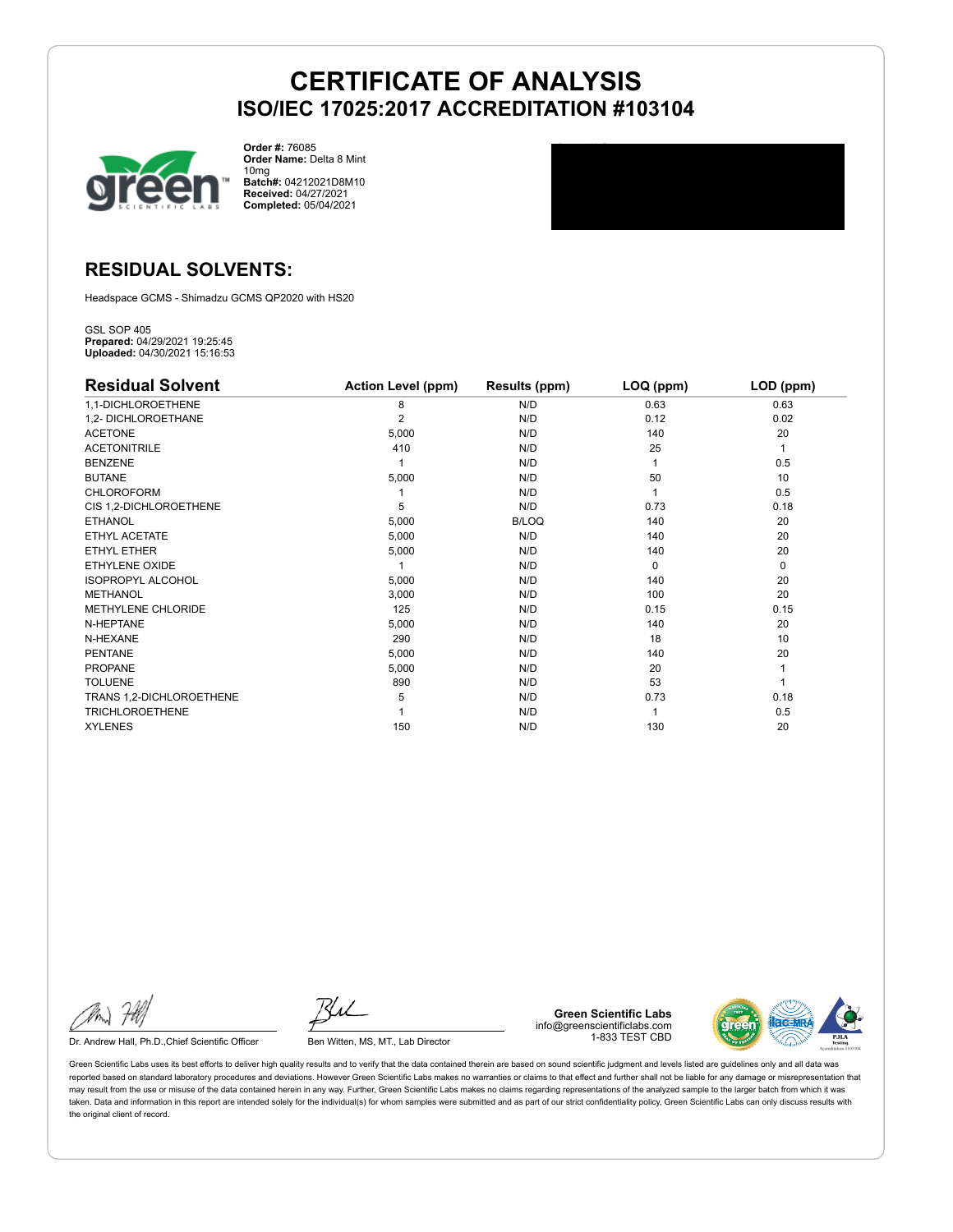# CERTIFICATE OF ANALYSIS
## ISO/IEC 17025:2017 ACCREDITATION #103104

**Order #:** 76085
**Order Name:** Delta 8 Mint 10mg
**Batch#:** 04212021D8M10
**Received:** 04/27/2021
**Completed:** 05/04/2021

## RESIDUAL SOLVENTS:

Headspace GCMS - Shimadzu GCMS QP2020 with HS20

GSL SOP 405
**Prepared:** 04/29/2021 19:25:45
**Uploaded:** 04/30/2021 15:16:53

| Residual Solvent | Action Level (ppm) | Results (ppm) | LOQ (ppm) | LOD (ppm) |
|---|---|---|---|---|
| 1,1-DICHLOROETHENE | 8 | N/D | 0.63 | 0.63 |
| 1,2- DICHLOROETHANE | 2 | N/D | 0.12 | 0.02 |
| ACETONE | 5,000 | N/D | 140 | 20 |
| ACETONITRILE | 410 | N/D | 25 | 1 |
| BENZENE | 1 | N/D | 1 | 0.5 |
| BUTANE | 5,000 | N/D | 50 | 10 |
| CHLOROFORM | 1 | N/D | 1 | 0.5 |
| CIS 1,2-DICHLOROETHENE | 5 | N/D | 0.73 | 0.18 |
| ETHANOL | 5,000 | B/LOQ | 140 | 20 |
| ETHYL ACETATE | 5,000 | N/D | 140 | 20 |
| ETHYL ETHER | 5,000 | N/D | 140 | 20 |
| ETHYLENE OXIDE | 1 | N/D | 0 | 0 |
| ISOPROPYL ALCOHOL | 5,000 | N/D | 140 | 20 |
| METHANOL | 3,000 | N/D | 100 | 20 |
| METHYLENE CHLORIDE | 125 | N/D | 0.15 | 0.15 |
| N-HEPTANE | 5,000 | N/D | 140 | 20 |
| N-HEXANE | 290 | N/D | 18 | 10 |
| PENTANE | 5,000 | N/D | 140 | 20 |
| PROPANE | 5,000 | N/D | 20 | 1 |
| TOLUENE | 890 | N/D | 53 | 1 |
| TRANS 1,2-DICHLOROETHENE | 5 | N/D | 0.73 | 0.18 |
| TRICHLOROETHENE | 1 | N/D | 1 | 0.5 |
| XYLENES | 150 | N/D | 130 | 20 |

Dr. Andrew Hall, Ph.D.,Chief Scientific Officer

Ben Witten, MS, MT., Lab Director

**Green Scientific Labs**
info@greenscientificlabs.com
1-833 TEST CBD

Green Scientific Labs uses its best efforts to deliver high quality results and to verify that the data contained therein are based on sound scientific judgment and levels listed are guidelines only and all data was reported based on standard laboratory procedures and deviations. However Green Scientific Labs makes no warranties or claims to that effect and further shall not be liable for any damage or misrepresentation that may result from the use or misuse of the data contained herein in any way. Further, Green Scientific Labs makes no claims regarding representations of the analyzed sample to the larger batch from which it was taken. Data and information in this report are intended solely for the individual(s) for whom samples were submitted and as part of our strict confidentiality policy, Green Scientific Labs can only discuss results with the original client of record.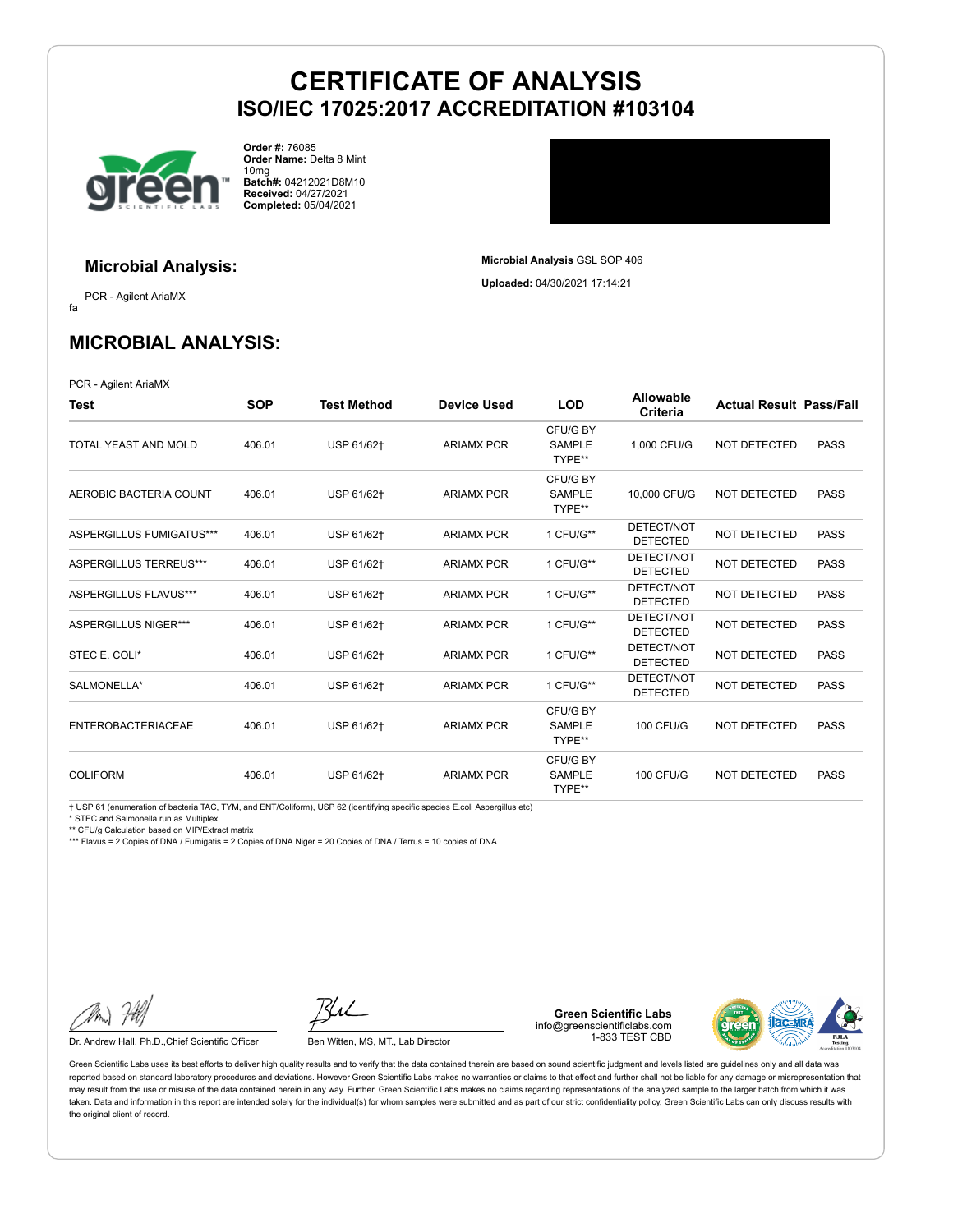# CERTIFICATE OF ANALYSIS
## ISO/IEC 17025:2017 ACCREDITATION #103104

**Order #:** 76085
**Order Name:** Delta 8 Mint 10mg
**Batch#:** 04212021D8M10
**Received:** 04/27/2021
**Completed:** 05/04/2021

### Microbial Analysis:

PCR - Agilent AriaMX

fa

**Microbial Analysis** GSL SOP 406

**Uploaded:** 04/30/2021 17:14:21

## MICROBIAL ANALYSIS:

PCR - Agilent AriaMX

| Test | SOP | Test Method | Device Used | LOD | Allowable Criteria | Actual Result | Pass/Fail |
|---|---|---|---|---|---|---|---|
| TOTAL YEAST AND MOLD | 406.01 | USP 61/62† | ARIAMX PCR | CFU/G BY SAMPLE TYPE** | 1,000 CFU/G | NOT DETECTED | PASS |
| AEROBIC BACTERIA COUNT | 406.01 | USP 61/62† | ARIAMX PCR | CFU/G BY SAMPLE TYPE** | 10,000 CFU/G | NOT DETECTED | PASS |
| ASPERGILLUS FUMIGATUS*** | 406.01 | USP 61/62† | ARIAMX PCR | 1 CFU/G** | DETECT/NOT DETECTED | NOT DETECTED | PASS |
| ASPERGILLUS TERREUS*** | 406.01 | USP 61/62† | ARIAMX PCR | 1 CFU/G** | DETECT/NOT DETECTED | NOT DETECTED | PASS |
| ASPERGILLUS FLAVUS*** | 406.01 | USP 61/62† | ARIAMX PCR | 1 CFU/G** | DETECT/NOT DETECTED | NOT DETECTED | PASS |
| ASPERGILLUS NIGER*** | 406.01 | USP 61/62† | ARIAMX PCR | 1 CFU/G** | DETECT/NOT DETECTED | NOT DETECTED | PASS |
| STEC E. COLI* | 406.01 | USP 61/62† | ARIAMX PCR | 1 CFU/G** | DETECT/NOT DETECTED | NOT DETECTED | PASS |
| SALMONELLA* | 406.01 | USP 61/62† | ARIAMX PCR | 1 CFU/G** | DETECT/NOT DETECTED | NOT DETECTED | PASS |
| ENTEROBACTERIACEAE | 406.01 | USP 61/62† | ARIAMX PCR | CFU/G BY SAMPLE TYPE** | 100 CFU/G | NOT DETECTED | PASS |
| COLIFORM | 406.01 | USP 61/62† | ARIAMX PCR | CFU/G BY SAMPLE TYPE** | 100 CFU/G | NOT DETECTED | PASS |

† USP 61 (enumeration of bacteria TAC, TYM, and ENT/Coliform), USP 62 (identifying specific species E.coli Aspergillus etc)
* STEC and Salmonella run as Multiplex
** CFU/g Calculation based on MIP/Extract matrix
*** Flavus = 2 Copies of DNA / Fumigatis = 2 Copies of DNA Niger = 20 Copies of DNA / Terrus = 10 copies of DNA

Dr. Andrew Hall, Ph.D.,Chief Scientific Officer

Ben Witten, MS, MT., Lab Director

**Green Scientific Labs**
info@greenscientificlabs.com
1-833 TEST CBD

Green Scientific Labs uses its best efforts to deliver high quality results and to verify that the data contained therein are based on sound scientific judgment and levels listed are guidelines only and all data was reported based on standard laboratory procedures and deviations. However Green Scientific Labs makes no warranties or claims to that effect and further shall not be liable for any damage or misrepresentation that may result from the use or misuse of the data contained herein in any way. Further, Green Scientific Labs makes no claims regarding representations of the analyzed sample to the larger batch from which it was taken. Data and information in this report are intended solely for the individual(s) for whom samples were submitted and as part of our strict confidentiality policy, Green Scientific Labs can only discuss results with the original client of record.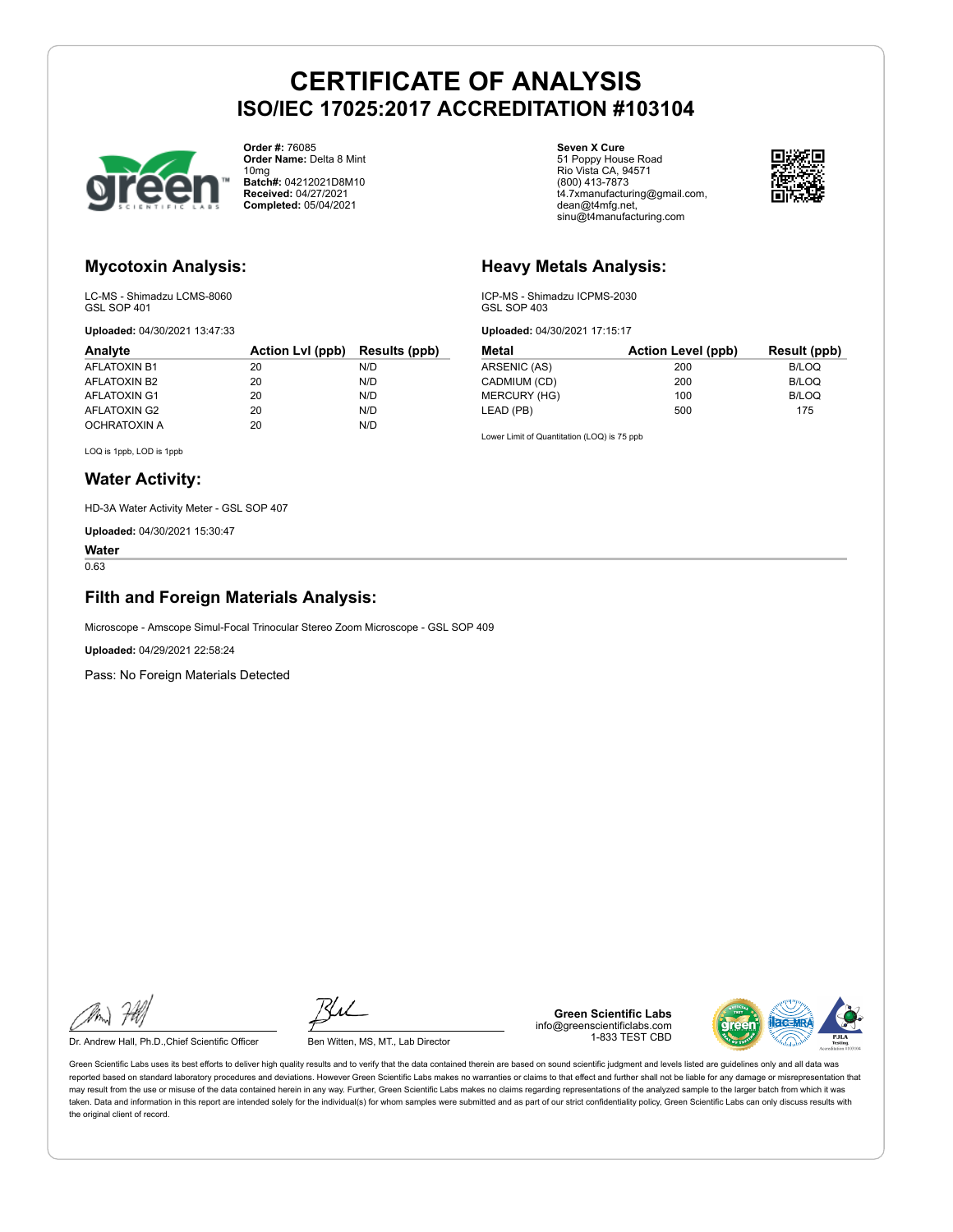# CERTIFICATE OF ANALYSIS
## ISO/IEC 17025:2017 ACCREDITATION #103104

**Order #:** 76085
**Order Name:** Delta 8 Mint 10mg
**Batch#:** 04212021D8M10
**Received:** 04/27/2021
**Completed:** 05/04/2021

**Seven X Cure**
51 Poppy House Road
Rio Vista CA, 94571
(800) 413-7873
t4.7xmanufacturing@gmail.com,
dean@t4mfg.net,
sinu@t4manufacturing.com

## Mycotoxin Analysis:

LC-MS - Shimadzu LCMS-8060
GSL SOP 401

**Uploaded:** 04/30/2021 13:47:33

| Analyte | Action Lvl (ppb) | Results (ppb) |
|---|---|---|
| AFLATOXIN B1 | 20 | N/D |
| AFLATOXIN B2 | 20 | N/D |
| AFLATOXIN G1 | 20 | N/D |
| AFLATOXIN G2 | 20 | N/D |
| OCHRATOXIN A | 20 | N/D |

LOQ is 1ppb, LOD is 1ppb

## Heavy Metals Analysis:

ICP-MS - Shimadzu ICPMS-2030
GSL SOP 403

**Uploaded:** 04/30/2021 17:15:17

| Metal | Action Level (ppb) | Result (ppb) |
|---|---|---|
| ARSENIC (AS) | 200 | B/LOQ |
| CADMIUM (CD) | 200 | B/LOQ |
| MERCURY (HG) | 100 | B/LOQ |
| LEAD (PB) | 500 | 175 |

Lower Limit of Quantitation (LOQ) is 75 ppb

## Water Activity:

HD-3A Water Activity Meter - GSL SOP 407

**Uploaded:** 04/30/2021 15:30:47

| Water |
|---|
| 0.63 |

## Filth and Foreign Materials Analysis:

Microscope - Amscope Simul-Focal Trinocular Stereo Zoom Microscope - GSL SOP 409

**Uploaded:** 04/29/2021 22:58:24

Pass: No Foreign Materials Detected

Dr. Andrew Hall, Ph.D.,Chief Scientific Officer

Ben Witten, MS, MT., Lab Director

**Green Scientific Labs**
info@greenscientificlabs.com
1-833 TEST CBD

Green Scientific Labs uses its best efforts to deliver high quality results and to verify that the data contained therein are based on sound scientific judgment and levels listed are guidelines only and all data was reported based on standard laboratory procedures and deviations. However Green Scientific Labs makes no warranties or claims to that effect and further shall not be liable for any damage or misrepresentation that may result from the use or misuse of the data contained herein in any way. Further, Green Scientific Labs makes no claims regarding representations of the analyzed sample to the larger batch from which it was taken. Data and information in this report are intended solely for the individual(s) for whom samples were submitted and as part of our strict confidentiality policy, Green Scientific Labs can only discuss results with the original client of record.